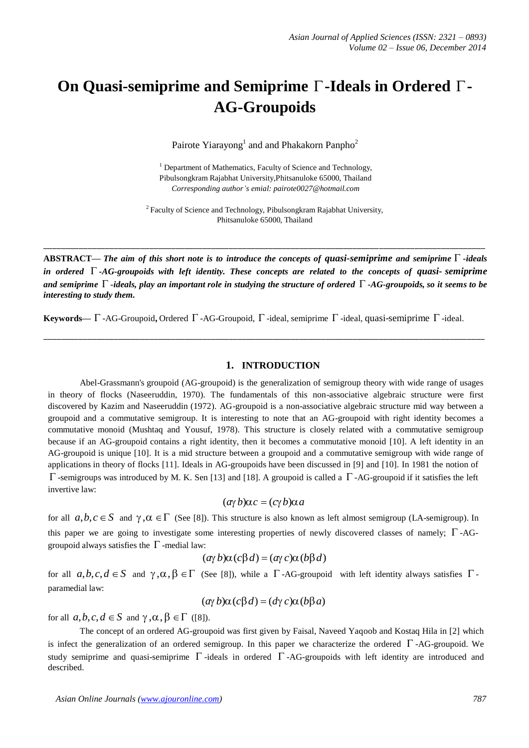# On Quasi-semiprime and Semiprime $\Gamma$-Ideals in Ordered $\Gamma$-AG-Groupoids

Pairote Yiarayong[1] and and Phakakorn Panpho[2]

[1] Department of Mathematics, Faculty of Science and Technology, Pibulsongkram Rajabhat University, Phitsanuloke 65000, Thailand
*Corresponding author's emial: pairote0027@hotmail.com*

[2] Faculty of Science and Technology, Pibulsongkram Rajabhat University, Phitsanuloke 65000, Thailand

---

**ABSTRACT—** ***The aim of this short note is to introduce the concepts of quasi-semiprime and semiprime $\Gamma$-ideals in ordered $\Gamma$-AG-groupoids with left identity. These concepts are related to the concepts of quasi- semiprime and semiprime $\Gamma$-ideals, play an important role in studying the structure of ordered $\Gamma$-AG-groupoids, so it seems to be interesting to study them.***

**Keywords—** $\Gamma$-AG-Groupoid**,** Ordered $\Gamma$-AG-Groupoid, $\Gamma$-ideal, semiprime $\Gamma$-ideal, quasi-semiprime $\Gamma$-ideal.

---

## 1. INTRODUCTION

Abel-Grassmann's groupoid (AG-groupoid) is the generalization of semigroup theory with wide range of usages in theory of flocks (Naseeruddin, 1970). The fundamentals of this non-associative algebraic structure were first discovered by Kazim and Naseeruddin (1972). AG-groupoid is a non-associative algebraic structure mid way between a groupoid and a commutative semigroup. It is interesting to note that an AG-groupoid with right identity becomes a commutative monoid (Mushtaq and Yousuf, 1978). This structure is closely related with a commutative semigroup because if an AG-groupoid contains a right identity, then it becomes a commutative monoid [10]. A left identity in an AG-groupoid is unique [10]. It is a mid structure between a groupoid and a commutative semigroup with wide range of applications in theory of flocks [11]. Ideals in AG-groupoids have been discussed in [9] and [10]. In 1981 the notion of $\Gamma$-semigroups was introduced by M. K. Sen [13] and [18]. A groupoid is called a $\Gamma$-AG-groupoid if it satisfies the left invertive law:

$$(a\gamma b)\alpha c = (c\gamma b)\alpha a$$

for all $a,b,c \in S$ and $\gamma, \alpha \in \Gamma$ (See [8]). This structure is also known as left almost semigroup (LA-semigroup). In this paper we are going to investigate some interesting properties of newly discovered classes of namely; $\Gamma$-AG-groupoid always satisfies the $\Gamma$-medial law:

$$(a\gamma b)\alpha(c\beta d) = (a\gamma c)\alpha(b\beta d)$$

for all $a,b,c,d \in S$ and $\gamma, \alpha, \beta \in \Gamma$ (See [8]), while a $\Gamma$-AG-groupoid with left identity always satisfies $\Gamma$-paramedial law:

$$(a\gamma b)\alpha(c\beta d) = (d\gamma c)\alpha(b\beta a)$$

for all $a,b,c,d \in S$ and $\gamma, \alpha, \beta \in \Gamma$ ([8]).

The concept of an ordered AG-groupoid was first given by Faisal, Naveed Yaqoob and Kostaq Hila in [2] which is infect the generalization of an ordered semigroup. In this paper we characterize the ordered $\Gamma$-AG-groupoid. We study semiprime and quasi-semiprime $\Gamma$-ideals in ordered $\Gamma$-AG-groupoids with left identity are introduced and described.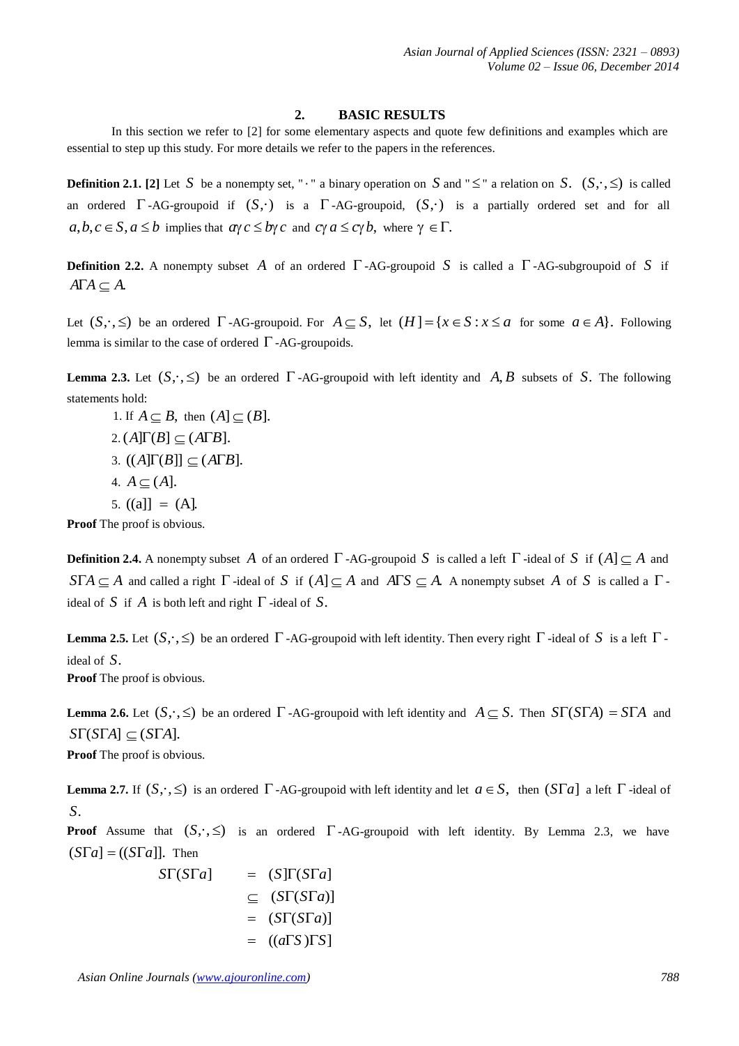## 2. BASIC RESULTS

In this section we refer to [2] for some elementary aspects and quote few definitions and examples which are essential to step up this study. For more details we refer to the papers in the references.

**Definition 2.1. [2]** Let $S$ be a nonempty set, "$\cdot$" a binary operation on $S$ and "$\leq$" a relation on $S$. $(S,\cdot,\leq)$ is called an ordered $\Gamma$-AG-groupoid if $(S,\cdot)$ is a $\Gamma$-AG-groupoid, $(S,\cdot)$ is a partially ordered set and for all $a,b,c \in S, a \leq b$ implies that $a\gamma c \leq b\gamma c$ and $c\gamma a \leq c\gamma b,$ where $\gamma \in \Gamma.$

**Definition 2.2.** A nonempty subset $A$ of an ordered $\Gamma$-AG-groupoid $S$ is called a $\Gamma$-AG-subgroupoid of $S$ if $A\Gamma A \subseteq A.$

Let $(S,\cdot,\leq)$ be an ordered $\Gamma$-AG-groupoid. For $A \subseteq S,$ let $(H] = \{x \in S : x \leq a$ for some $a \in A\}.$ Following lemma is similar to the case of ordered $\Gamma$-AG-groupoids.

**Lemma 2.3.** Let $(S,\cdot,\leq)$ be an ordered $\Gamma$-AG-groupoid with left identity and $A, B$ subsets of $S.$ The following statements hold:

1. If $A \subseteq B,$ then $(A] \subseteq (B].$
2. $(A]\Gamma(B] \subseteq (A\Gamma B].$
3. $((A]\Gamma(B]] \subseteq (A\Gamma B].$
4. $A \subseteq (A].$
5. $((a]] = (A].$

**Proof** The proof is obvious.

**Definition 2.4.** A nonempty subset $A$ of an ordered $\Gamma$-AG-groupoid $S$ is called a left $\Gamma$-ideal of $S$ if $(A] \subseteq A$ and $S\Gamma A \subseteq A$ and called a right $\Gamma$-ideal of $S$ if $(A] \subseteq A$ and $A\Gamma S \subseteq A.$ A nonempty subset $A$ of $S$ is called a $\Gamma$-ideal of $S$ if $A$ is both left and right $\Gamma$-ideal of $S.$

**Lemma 2.5.** Let $(S,\cdot,\leq)$ be an ordered $\Gamma$-AG-groupoid with left identity. Then every right $\Gamma$-ideal of $S$ is a left $\Gamma$-ideal of $S.$

**Proof** The proof is obvious.

**Lemma 2.6.** Let $(S,\cdot,\leq)$ be an ordered $\Gamma$-AG-groupoid with left identity and $A \subseteq S.$ Then $S\Gamma(S\Gamma A) = S\Gamma A$ and $S\Gamma(S\Gamma A] \subseteq (S\Gamma A].$

**Proof** The proof is obvious.

**Lemma 2.7.** If $(S,\cdot,\leq)$ is an ordered $\Gamma$-AG-groupoid with left identity and let $a \in S,$ then $(S\Gamma a]$ a left $\Gamma$-ideal of $S.$

**Proof** Assume that $(S,\cdot,\leq)$ is an ordered $\Gamma$-AG-groupoid with left identity. By Lemma 2.3, we have $(S\Gamma a] = ((S\Gamma a]].$ Then

$$
\begin{aligned}
S\Gamma(S\Gamma a] &= (S]\Gamma(S\Gamma a] \\
&\subseteq (S\Gamma(S\Gamma a)] \\
&= (S\Gamma(S\Gamma a)] \\
&= ((a\Gamma S)\Gamma S]
\end{aligned}
$$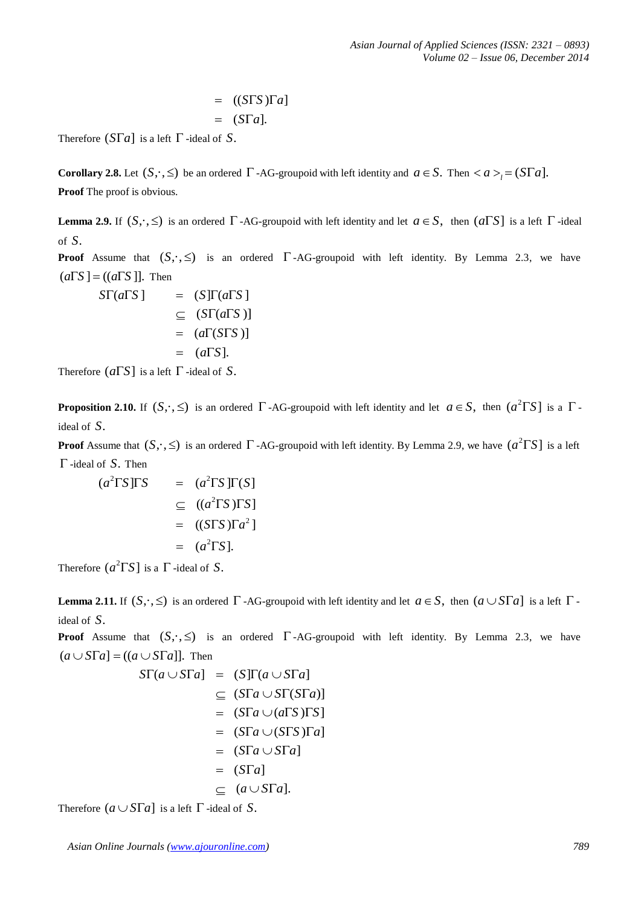$$= ((S\Gamma S)\Gamma a]$$
$$= (S\Gamma a].$$

Therefore $(S\Gamma a]$ is a left $\Gamma$-ideal of $S$.

**Corollary 2.8.** Let $(S,\cdot,\leq)$ be an ordered $\Gamma$-AG-groupoid with left identity and $a \in S$. Then $< a >_l = (S\Gamma a]$.

**Proof** The proof is obvious.

**Lemma 2.9.** If $(S,\cdot,\leq)$ is an ordered $\Gamma$-AG-groupoid with left identity and let $a \in S$, then $(a\Gamma S]$ is a left $\Gamma$-ideal of $S$.

**Proof** Assume that $(S,\cdot,\leq)$ is an ordered $\Gamma$-AG-groupoid with left identity. By Lemma 2.3, we have $(a\Gamma S] = ((a\Gamma S]]$. Then

$$\begin{aligned}
S\Gamma(a\Gamma S] &= (S]\Gamma(a\Gamma S] \\
&\subseteq (S\Gamma(a\Gamma S)] \\
&= (a\Gamma(S\Gamma S)] \\
&= (a\Gamma S].
\end{aligned}$$

Therefore $(a\Gamma S]$ is a left $\Gamma$-ideal of $S$.

**Proposition 2.10.** If $(S,\cdot,\leq)$ is an ordered $\Gamma$-AG-groupoid with left identity and let $a \in S$, then $(a^2\Gamma S]$ is a $\Gamma$-ideal of $S$.

**Proof** Assume that $(S,\cdot,\leq)$ is an ordered $\Gamma$-AG-groupoid with left identity. By Lemma 2.9, we have $(a^2\Gamma S]$ is a left $\Gamma$-ideal of $S$. Then

$$\begin{aligned}
(a^2\Gamma S]\Gamma S &= (a^2\Gamma S]\Gamma(S] \\
&\subseteq ((a^2\Gamma S)\Gamma S] \\
&= ((S\Gamma S)\Gamma a^2] \\
&= (a^2\Gamma S].
\end{aligned}$$

Therefore $(a^2\Gamma S]$ is a $\Gamma$-ideal of $S$.

**Lemma 2.11.** If $(S,\cdot,\leq)$ is an ordered $\Gamma$-AG-groupoid with left identity and let $a \in S$, then $(a \cup S\Gamma a]$ is a left $\Gamma$-ideal of $S$.

**Proof** Assume that $(S,\cdot,\leq)$ is an ordered $\Gamma$-AG-groupoid with left identity. By Lemma 2.3, we have $(a \cup S\Gamma a] = ((a \cup S\Gamma a]]$. Then

$$\begin{aligned}
S\Gamma(a \cup S\Gamma a] &= (S]\Gamma(a \cup S\Gamma a] \\
&\subseteq (S\Gamma a \cup S\Gamma(S\Gamma a)] \\
&= (S\Gamma a \cup (a\Gamma S)\Gamma S] \\
&= (S\Gamma a \cup (S\Gamma S)\Gamma a] \\
&= (S\Gamma a \cup S\Gamma a] \\
&= (S\Gamma a] \\
&\subseteq (a \cup S\Gamma a].
\end{aligned}$$

Therefore $(a \cup S\Gamma a]$ is a left $\Gamma$-ideal of $S$.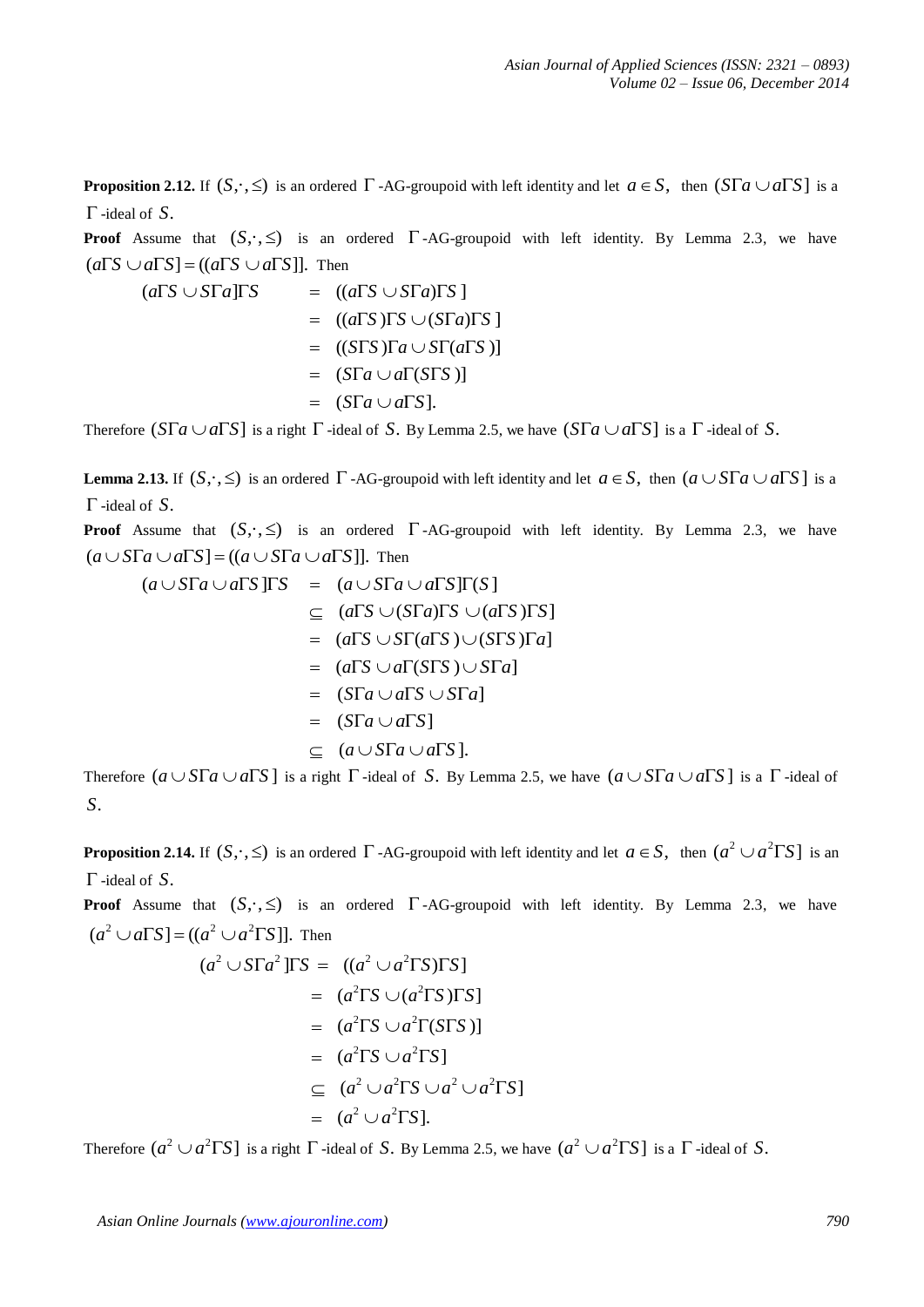**Proposition 2.12.** If $(S,\cdot,\leq)$ is an ordered $\Gamma$-AG-groupoid with left identity and let $a \in S$, then $(S\Gamma a \cup a\Gamma S]$ is a $\Gamma$-ideal of $S$.

**Proof** Assume that $(S,\cdot,\leq)$ is an ordered $\Gamma$-AG-groupoid with left identity. By Lemma 2.3, we have $(a\Gamma S \cup a\Gamma S] = ((a\Gamma S \cup a\Gamma S]]$. Then

$$
\begin{aligned}
(a\Gamma S \cup S\Gamma a]\Gamma S &= ((a\Gamma S \cup S\Gamma a)\Gamma S] \\
&= ((a\Gamma S)\Gamma S \cup (S\Gamma a)\Gamma S] \\
&= ((S\Gamma S)\Gamma a \cup S\Gamma(a\Gamma S)] \\
&= (S\Gamma a \cup a\Gamma(S\Gamma S)] \\
&= (S\Gamma a \cup a\Gamma S].
\end{aligned}
$$

Therefore $(S\Gamma a \cup a\Gamma S]$ is a right $\Gamma$-ideal of $S$. By Lemma 2.5, we have $(S\Gamma a \cup a\Gamma S]$ is a $\Gamma$-ideal of $S$.

**Lemma 2.13.** If $(S,\cdot,\leq)$ is an ordered $\Gamma$-AG-groupoid with left identity and let $a \in S$, then $(a \cup S\Gamma a \cup a\Gamma S]$ is a $\Gamma$-ideal of $S$.

**Proof** Assume that $(S,\cdot,\leq)$ is an ordered $\Gamma$-AG-groupoid with left identity. By Lemma 2.3, we have $(a \cup S\Gamma a \cup a\Gamma S] = ((a \cup S\Gamma a \cup a\Gamma S]]$. Then

$$
\begin{aligned}
(a \cup S\Gamma a \cup a\Gamma S]\Gamma S &= (a \cup S\Gamma a \cup a\Gamma S]\Gamma(S] \\
&\subseteq (a\Gamma S \cup (S\Gamma a)\Gamma S \cup (a\Gamma S)\Gamma S] \\
&= (a\Gamma S \cup S\Gamma(a\Gamma S) \cup (S\Gamma S)\Gamma a] \\
&= (a\Gamma S \cup a\Gamma(S\Gamma S) \cup S\Gamma a] \\
&= (S\Gamma a \cup a\Gamma S \cup S\Gamma a] \\
&= (S\Gamma a \cup a\Gamma S] \\
&\subseteq (a \cup S\Gamma a \cup a\Gamma S].
\end{aligned}
$$

Therefore $(a \cup S\Gamma a \cup a\Gamma S]$ is a right $\Gamma$-ideal of $S$. By Lemma 2.5, we have $(a \cup S\Gamma a \cup a\Gamma S]$ is a $\Gamma$-ideal of $S$.

**Proposition 2.14.** If $(S,\cdot,\leq)$ is an ordered $\Gamma$-AG-groupoid with left identity and let $a \in S$, then $(a^2 \cup a^2\Gamma S]$ is an $\Gamma$-ideal of $S$.

**Proof** Assume that $(S,\cdot,\leq)$ is an ordered $\Gamma$-AG-groupoid with left identity. By Lemma 2.3, we have $(a^2 \cup a\Gamma S] = ((a^2 \cup a^2\Gamma S]]$. Then

$$
\begin{aligned}
(a^2 \cup S\Gamma a^2]\Gamma S &= ((a^2 \cup a^2\Gamma S)\Gamma S] \\
&= (a^2\Gamma S \cup (a^2\Gamma S)\Gamma S] \\
&= (a^2\Gamma S \cup a^2\Gamma(S\Gamma S)] \\
&= (a^2\Gamma S \cup a^2\Gamma S] \\
&\subseteq (a^2 \cup a^2\Gamma S \cup a^2 \cup a^2\Gamma S] \\
&= (a^2 \cup a^2\Gamma S].
\end{aligned}
$$

Therefore $(a^2 \cup a^2\Gamma S]$ is a right $\Gamma$-ideal of $S$. By Lemma 2.5, we have $(a^2 \cup a^2\Gamma S]$ is a $\Gamma$-ideal of $S$.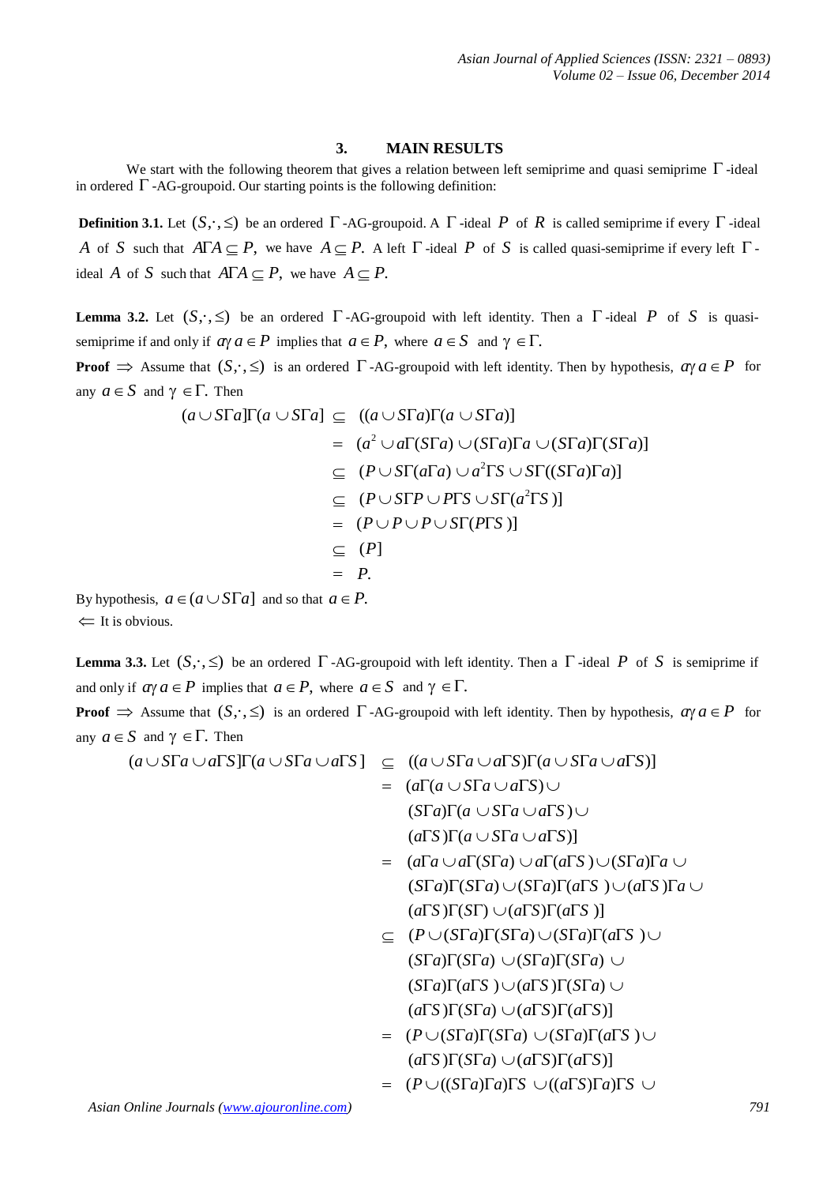## 3. MAIN RESULTS

We start with the following theorem that gives a relation between left semiprime and quasi semiprime $\Gamma$-ideal in ordered $\Gamma$-AG-groupoid. Our starting points is the following definition:

**Definition 3.1.** Let $(S,\cdot,\leq)$ be an ordered $\Gamma$-AG-groupoid. A $\Gamma$-ideal $P$ of $R$ is called semiprime if every $\Gamma$-ideal $A$ of $S$ such that $A\Gamma A\subseteq P,$ we have $A\subseteq P.$ A left $\Gamma$-ideal $P$ of $S$ is called quasi-semiprime if every left $\Gamma$-ideal $A$ of $S$ such that $A\Gamma A\subseteq P,$ we have $A\subseteq P.$

**Lemma 3.2.** Let $(S,\cdot,\leq)$ be an ordered $\Gamma$-AG-groupoid with left identity. Then a $\Gamma$-ideal $P$ of $S$ is quasi-semiprime if and only if $a\gamma a\in P$ implies that $a\in P,$ where $a\in S$ and $\gamma\in\Gamma.$

**Proof** $\Rightarrow$ Assume that $(S,\cdot,\leq)$ is an ordered $\Gamma$-AG-groupoid with left identity. Then by hypothesis, $a\gamma a\in P$ for any $a\in S$ and $\gamma\in\Gamma.$ Then

$$
\begin{aligned}
(a\cup S\Gamma a]\Gamma(a\cup S\Gamma a] &\subseteq ((a\cup S\Gamma a)\Gamma(a\cup S\Gamma a)] \\
&= (a^2\cup a\Gamma(S\Gamma a)\cup(S\Gamma a)\Gamma a\cup(S\Gamma a)\Gamma(S\Gamma a)] \\
&\subseteq (P\cup S\Gamma(a\Gamma a)\cup a^2\Gamma S\cup S\Gamma((S\Gamma a)\Gamma a)] \\
&\subseteq (P\cup S\Gamma P\cup P\Gamma S\cup S\Gamma(a^2\Gamma S)] \\
&= (P\cup P\cup P\cup S\Gamma(P\Gamma S)] \\
&\subseteq (P] \\
&= P.
\end{aligned}
$$

By hypothesis, $a\in(a\cup S\Gamma a]$ and so that $a\in P.$

$\Leftarrow$ It is obvious.

**Lemma 3.3.** Let $(S,\cdot,\leq)$ be an ordered $\Gamma$-AG-groupoid with left identity. Then a $\Gamma$-ideal $P$ of $S$ is semiprime if and only if $a\gamma a\in P$ implies that $a\in P,$ where $a\in S$ and $\gamma\in\Gamma.$

**Proof** $\Rightarrow$ Assume that $(S,\cdot,\leq)$ is an ordered $\Gamma$-AG-groupoid with left identity. Then by hypothesis, $a\gamma a\in P$ for any $a\in S$ and $\gamma\in\Gamma.$ Then

$$
\begin{aligned}
(a\cup S\Gamma a\cup a\Gamma S]\Gamma(a\cup S\Gamma a\cup a\Gamma S] &\subseteq ((a\cup S\Gamma a\cup a\Gamma S)\Gamma(a\cup S\Gamma a\cup a\Gamma S)] \\
&= (a\Gamma(a\cup S\Gamma a\cup a\Gamma S)\cup \\
&\quad (S\Gamma a)\Gamma(a\cup S\Gamma a\cup a\Gamma S)\cup \\
&\quad (a\Gamma S)\Gamma(a\cup S\Gamma a\cup a\Gamma S)] \\
&= (a\Gamma a\cup a\Gamma(S\Gamma a)\cup a\Gamma(a\Gamma S)\cup(S\Gamma a)\Gamma a\cup \\
&\quad (S\Gamma a)\Gamma(S\Gamma a)\cup(S\Gamma a)\Gamma(a\Gamma S)\cup(a\Gamma S)\Gamma a\cup \\
&\quad (a\Gamma S)\Gamma(S\Gamma)\cup(a\Gamma S)\Gamma(a\Gamma S)] \\
&\subseteq (P\cup(S\Gamma a)\Gamma(S\Gamma a)\cup(S\Gamma a)\Gamma(a\Gamma S)\cup \\
&\quad (S\Gamma a)\Gamma(S\Gamma a)\cup(S\Gamma a)\Gamma(S\Gamma a)\cup \\
&\quad (S\Gamma a)\Gamma(a\Gamma S)\cup(a\Gamma S)\Gamma(S\Gamma a)\cup \\
&\quad (a\Gamma S)\Gamma(S\Gamma a)\cup(a\Gamma S)\Gamma(a\Gamma S)] \\
&= (P\cup(S\Gamma a)\Gamma(S\Gamma a)\cup(S\Gamma a)\Gamma(a\Gamma S)\cup \\
&\quad (a\Gamma S)\Gamma(S\Gamma a)\cup(a\Gamma S)\Gamma(a\Gamma S)] \\
&= (P\cup((S\Gamma a)\Gamma a)\Gamma S\cup((a\Gamma S)\Gamma a)\Gamma S\cup
\end{aligned}
$$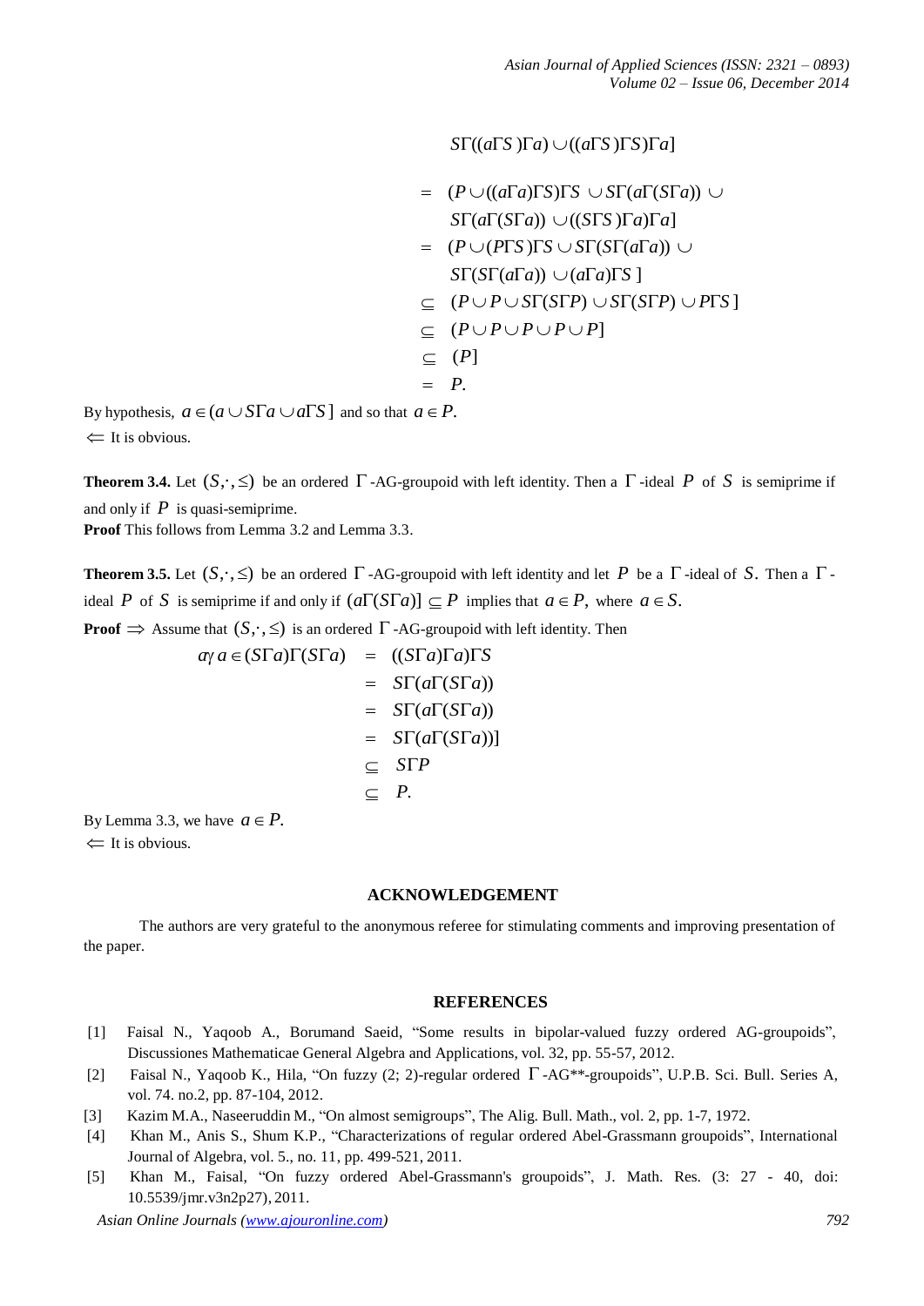$$
\begin{aligned}
& S\Gamma((a\Gamma S)\Gamma a) \cup ((a\Gamma S)\Gamma S)\Gamma a] \\
= \; & (P \cup ((a\Gamma a)\Gamma S)\Gamma S \cup S\Gamma(a\Gamma(S\Gamma a)) \cup \\
& S\Gamma(a\Gamma(S\Gamma a)) \cup ((S\Gamma S)\Gamma a)\Gamma a] \\
= \; & (P \cup (P\Gamma S)\Gamma S \cup S\Gamma(S\Gamma(a\Gamma a)) \cup \\
& S\Gamma(S\Gamma(a\Gamma a)) \cup (a\Gamma a)\Gamma S\,] \\
\subseteq \; & (P \cup P \cup S\Gamma(S\Gamma P) \cup S\Gamma(S\Gamma P) \cup P\Gamma S\,] \\
\subseteq \; & (P \cup P \cup P \cup P \cup P] \\
\subseteq \; & (P] \\
= \; & P.
\end{aligned}
$$

By hypothesis, $a \in (a \cup S\Gamma a \cup a\Gamma S\,]$ and so that $a \in P.$

$\Leftarrow$ It is obvious.

**Theorem 3.4.** Let $(S,\cdot,\leq)$ be an ordered $\Gamma$-AG-groupoid with left identity. Then a $\Gamma$-ideal $P$ of $S$ is semiprime if and only if $P$ is quasi-semiprime.

**Proof** This follows from Lemma 3.2 and Lemma 3.3.

**Theorem 3.5.** Let $(S,\cdot,\leq)$ be an ordered $\Gamma$-AG-groupoid with left identity and let $P$ be a $\Gamma$-ideal of $S.$ Then a $\Gamma$-ideal $P$ of $S$ is semiprime if and only if $(a\Gamma(S\Gamma a)] \subseteq P$ implies that $a \in P,$ where $a \in S.$

**Proof** $\Rightarrow$ Assume that $(S,\cdot,\leq)$ is an ordered $\Gamma$-AG-groupoid with left identity. Then

$$
\begin{aligned}
a\gamma\, a \in (S\Gamma a)\Gamma(S\Gamma a) \; & = \; ((S\Gamma a)\Gamma a)\Gamma S \\
& = \; S\Gamma(a\Gamma(S\Gamma a)) \\
& = \; S\Gamma(a\Gamma(S\Gamma a)) \\
& = \; S\Gamma(a\Gamma(S\Gamma a))] \\
& \subseteq \; S\Gamma P \\
& \subseteq \; P.
\end{aligned}
$$

By Lemma 3.3, we have $a \in P.$

$\Leftarrow$ It is obvious.

## ACKNOWLEDGEMENT

The authors are very grateful to the anonymous referee for stimulating comments and improving presentation of the paper.

## REFERENCES

[1] Faisal N., Yaqoob A., Borumand Saeid, "Some results in bipolar-valued fuzzy ordered AG-groupoids", Discussiones Mathematicae General Algebra and Applications, vol. 32, pp. 55-57, 2012.

[2] Faisal N., Yaqoob K., Hila, "On fuzzy (2; 2)-regular ordered $\Gamma$-AG**-groupoids", U.P.B. Sci. Bull. Series A, vol. 74. no.2, pp. 87-104, 2012.

[3] Kazim M.A., Naseeruddin M., "On almost semigroups", The Alig. Bull. Math., vol. 2, pp. 1-7, 1972.

[4] Khan M., Anis S., Shum K.P., "Characterizations of regular ordered Abel-Grassmann groupoids", International Journal of Algebra, vol. 5., no. 11, pp. 499-521, 2011.

[5] Khan M., Faisal, "On fuzzy ordered Abel-Grassmann's groupoids", J. Math. Res. (3: 27 - 40, doi: 10.5539/jmr.v3n2p27), 2011.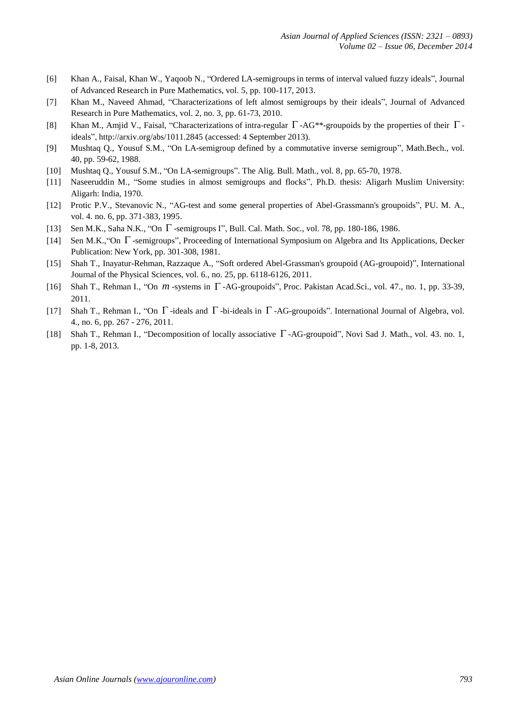[6] Khan A., Faisal, Khan W., Yaqoob N., "Ordered LA-semigroups in terms of interval valued fuzzy ideals", Journal of Advanced Research in Pure Mathematics, vol. 5, pp. 100-117, 2013.

[7] Khan M., Naveed Ahmad, "Characterizations of left almost semigroups by their ideals", Journal of Advanced Research in Pure Mathematics, vol. 2, no. 3, pp. 61-73, 2010.

[8] Khan M., Amjid V., Faisal, "Characterizations of intra-regular $\Gamma$-AG**-groupoids by the properties of their $\Gamma$-ideals", http://arxiv.org/abs/1011.2845 (accessed: 4 September 2013).

[9] Mushtaq Q., Yousuf S.M., "On LA-semigroup defined by a commutative inverse semigroup", Math.Bech., vol. 40, pp. 59-62, 1988.

[10] Mushtaq Q., Yousuf S.M., "On LA-semigroups". The Alig. Bull. Math., vol. 8, pp. 65-70, 1978.

[11] Naseeruddin M., "Some studies in almost semigroups and flocks", Ph.D. thesis: Aligarh Muslim University: Aligarh: India, 1970.

[12] Protic P.V., Stevanovic N., "AG-test and some general properties of Abel-Grassmann's groupoids", PU. M. A., vol. 4. no. 6, pp. 371-383, 1995.

[13] Sen M.K., Saha N.K., "On $\Gamma$-semigroups I", Bull. Cal. Math. Soc., vol. 78, pp. 180-186, 1986.

[14] Sen M.K.,"On $\Gamma$-semigroups", Proceeding of International Symposium on Algebra and Its Applications, Decker Publication: New York, pp. 301-308, 1981.

[15] Shah T., Inayatur-Rehman, Razzaque A., "Soft ordered Abel-Grassman's groupoid (AG-groupoid)", International Journal of the Physical Sciences, vol. 6., no. 25, pp. 6118-6126, 2011.

[16] Shah T., Rehman I., "On $m$-systems in $\Gamma$-AG-groupoids", Proc. Pakistan Acad.Sci., vol. 47., no. 1, pp. 33-39, 2011.

[17] Shah T., Rehman I., "On $\Gamma$-ideals and $\Gamma$-bi-ideals in $\Gamma$-AG-groupoids". International Journal of Algebra, vol. 4., no. 6, pp. 267 - 276, 2011.

[18] Shah T., Rehman I., "Decomposition of locally associative $\Gamma$-AG-groupoid", Novi Sad J. Math., vol. 43. no. 1, pp. 1-8, 2013.